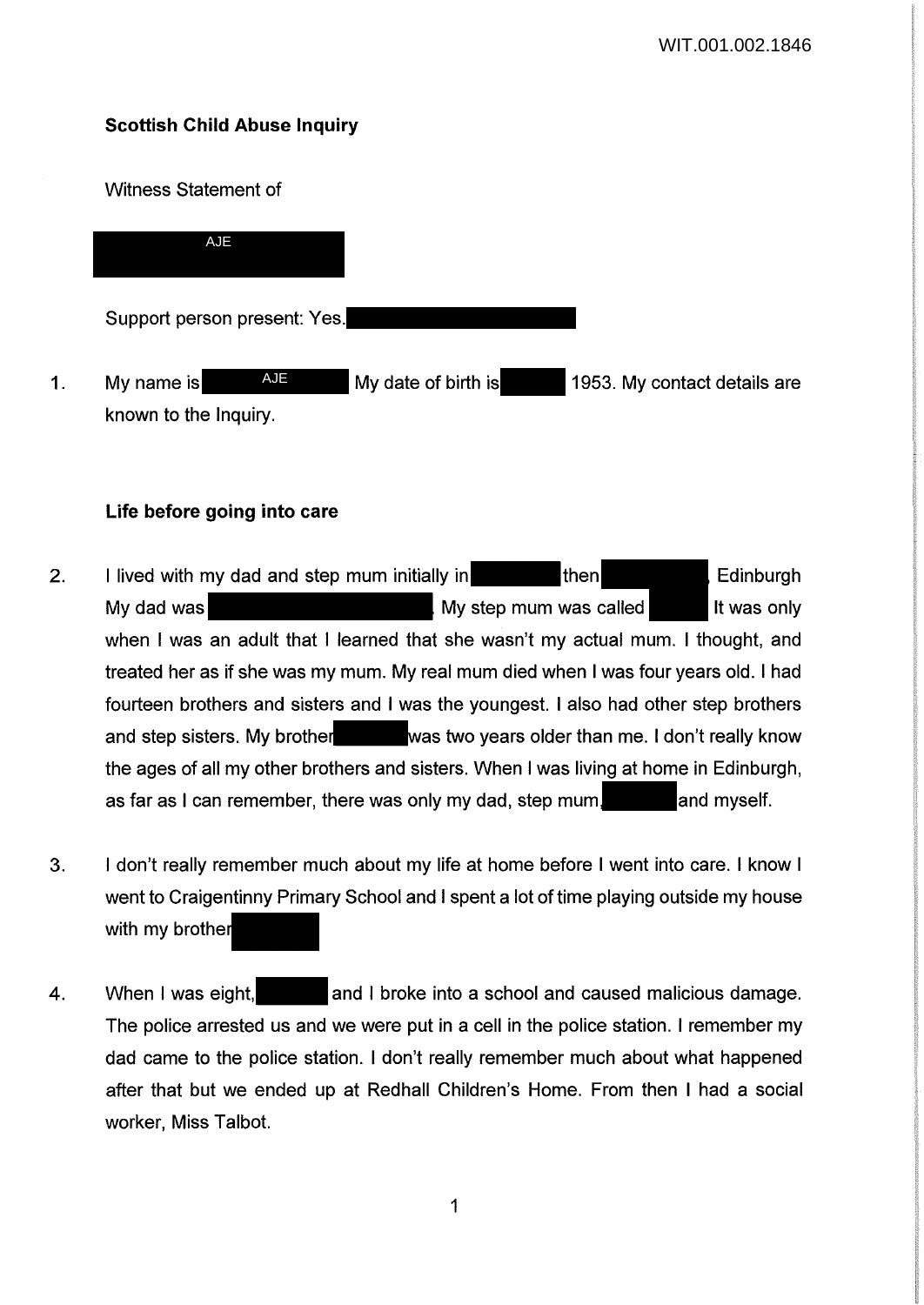**Scottish Child Abuse Inquiry**

Witness Statement of

AJE

Support person present: Yes.

1. My name is AJE My date of birth is 1953. My contact details are known to the Inquiry.

**Life before going into care**

2. I lived with my dad and step mum initially in then , Edinburgh My dad was . My step mum was called It was only when I was an adult that I learned that she wasn't my actual mum. I thought, and treated her as if she was my mum. My real mum died when I was four years old. I had fourteen brothers and sisters and I was the youngest. I also had other step brothers and step sisters. My brother was two years older than me. I don't really know the ages of all my other brothers and sisters. When I was living at home in Edinburgh, as far as I can remember, there was only my dad, step mum, and myself.

3. I don't really remember much about my life at home before I went into care. I know I went to Craigentinny Primary School and I spent a lot of time playing outside my house with my brother

4. When I was eight, and I broke into a school and caused malicious damage. The police arrested us and we were put in a cell in the police station. I remember my dad came to the police station. I don't really remember much about what happened after that but we ended up at Redhall Children's Home. From then I had a social worker, Miss Talbot.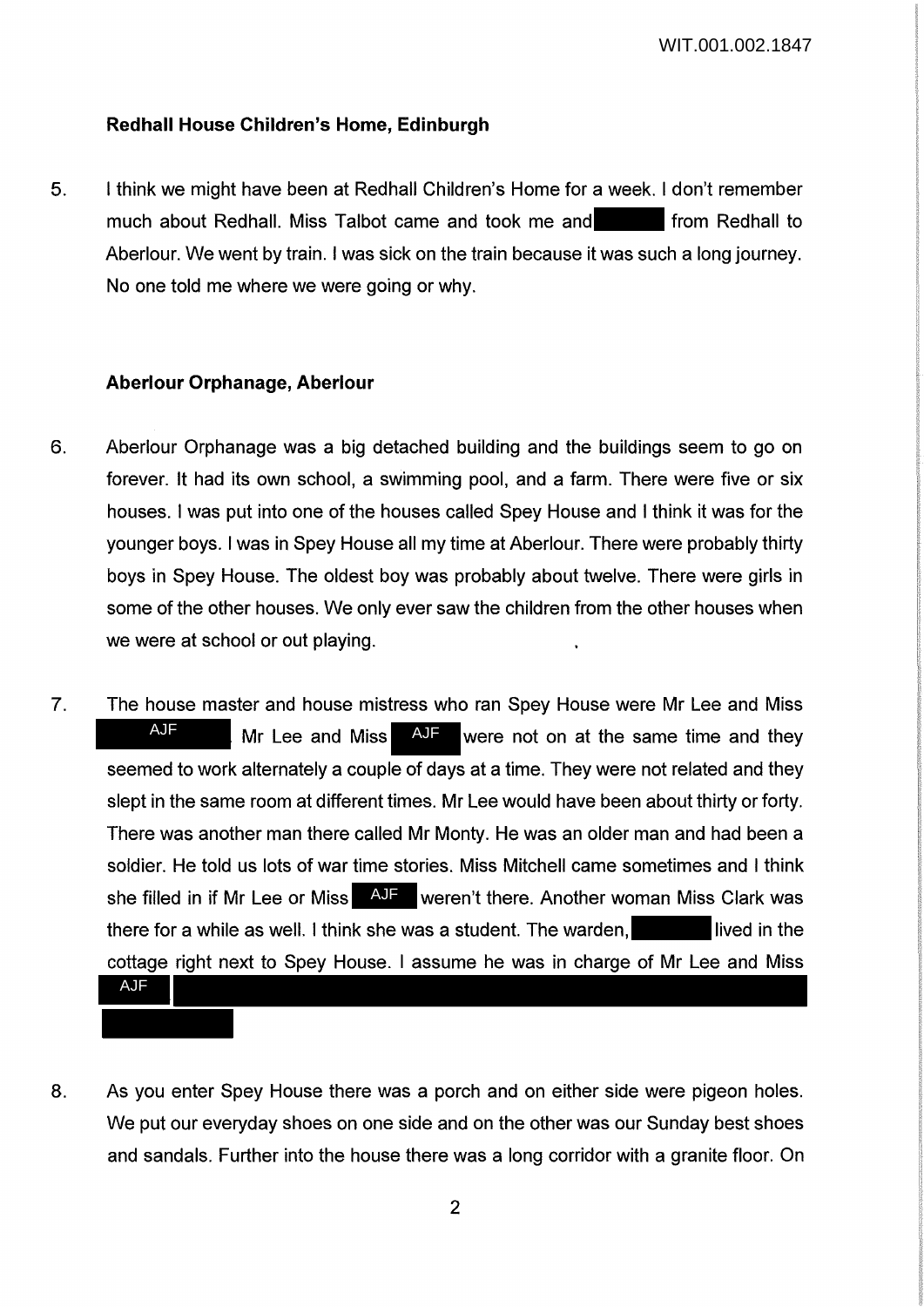## Redhall House Children's Home, Edinburgh

5. I think we might have been at Redhall Children's Home for a week. I don't remember much about Redhall. Miss Talbot came and took me and from Redhall to Aberlour. We went by train. I was sick on the train because it was such a long journey. No one told me where we were going or why.

## Aberlour Orphanage, Aberlour

6. Aberlour Orphanage was a big detached building and the buildings seem to go on forever. It had its own school, a swimming pool, and a farm. There were five or six houses. I was put into one of the houses called Spey House and I think it was for the younger boys. I was in Spey House all my time at Aberlour. There were probably thirty boys in Spey House. The oldest boy was probably about twelve. There were girls in some of the other houses. We only ever saw the children from the other houses when we were at school or out playing.

7. The house master and house mistress who ran Spey House were Mr Lee and Miss AJF. Mr Lee and Miss AJF were not on at the same time and they seemed to work alternately a couple of days at a time. They were not related and they slept in the same room at different times. Mr Lee would have been about thirty or forty. There was another man there called Mr Monty. He was an older man and had been a soldier. He told us lots of war time stories. Miss Mitchell came sometimes and I think she filled in if Mr Lee or Miss AJF weren't there. Another woman Miss Clark was there for a while as well. I think she was a student. The warden, lived in the cottage right next to Spey House. I assume he was in charge of Mr Lee and Miss AJF

8. As you enter Spey House there was a porch and on either side were pigeon holes. We put our everyday shoes on one side and on the other was our Sunday best shoes and sandals. Further into the house there was a long corridor with a granite floor. On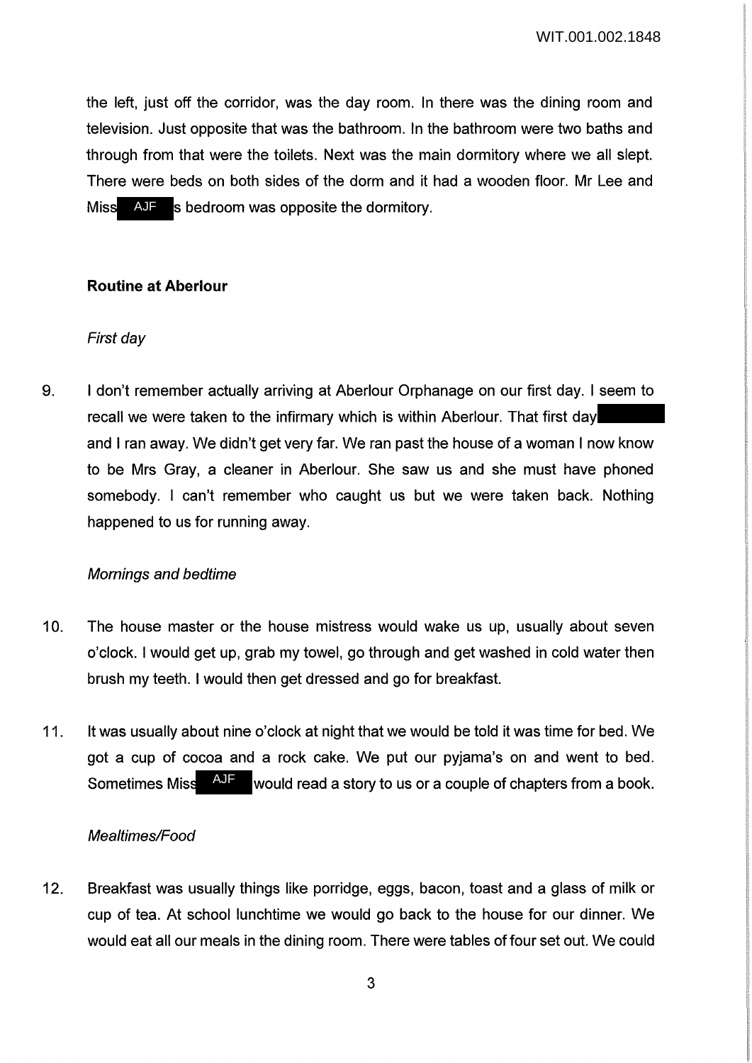the left, just off the corridor, was the day room. In there was the dining room and television. Just opposite that was the bathroom. In the bathroom were two baths and through from that were the toilets. Next was the main dormitory where we all slept. There were beds on both sides of the dorm and it had a wooden floor. Mr Lee and Miss AJF s bedroom was opposite the dormitory.

**Routine at Aberlour**

*First day*

9. I don't remember actually arriving at Aberlour Orphanage on our first day. I seem to recall we were taken to the infirmary which is within Aberlour. That first day and I ran away. We didn't get very far. We ran past the house of a woman I now know to be Mrs Gray, a cleaner in Aberlour. She saw us and she must have phoned somebody. I can't remember who caught us but we were taken back. Nothing happened to us for running away.

*Mornings and bedtime*

10. The house master or the house mistress would wake us up, usually about seven o'clock. I would get up, grab my towel, go through and get washed in cold water then brush my teeth. I would then get dressed and go for breakfast.

11. It was usually about nine o'clock at night that we would be told it was time for bed. We got a cup of cocoa and a rock cake. We put our pyjama's on and went to bed. Sometimes Miss AJF would read a story to us or a couple of chapters from a book.

*Mealtimes/Food*

12. Breakfast was usually things like porridge, eggs, bacon, toast and a glass of milk or cup of tea. At school lunchtime we would go back to the house for our dinner. We would eat all our meals in the dining room. There were tables of four set out. We could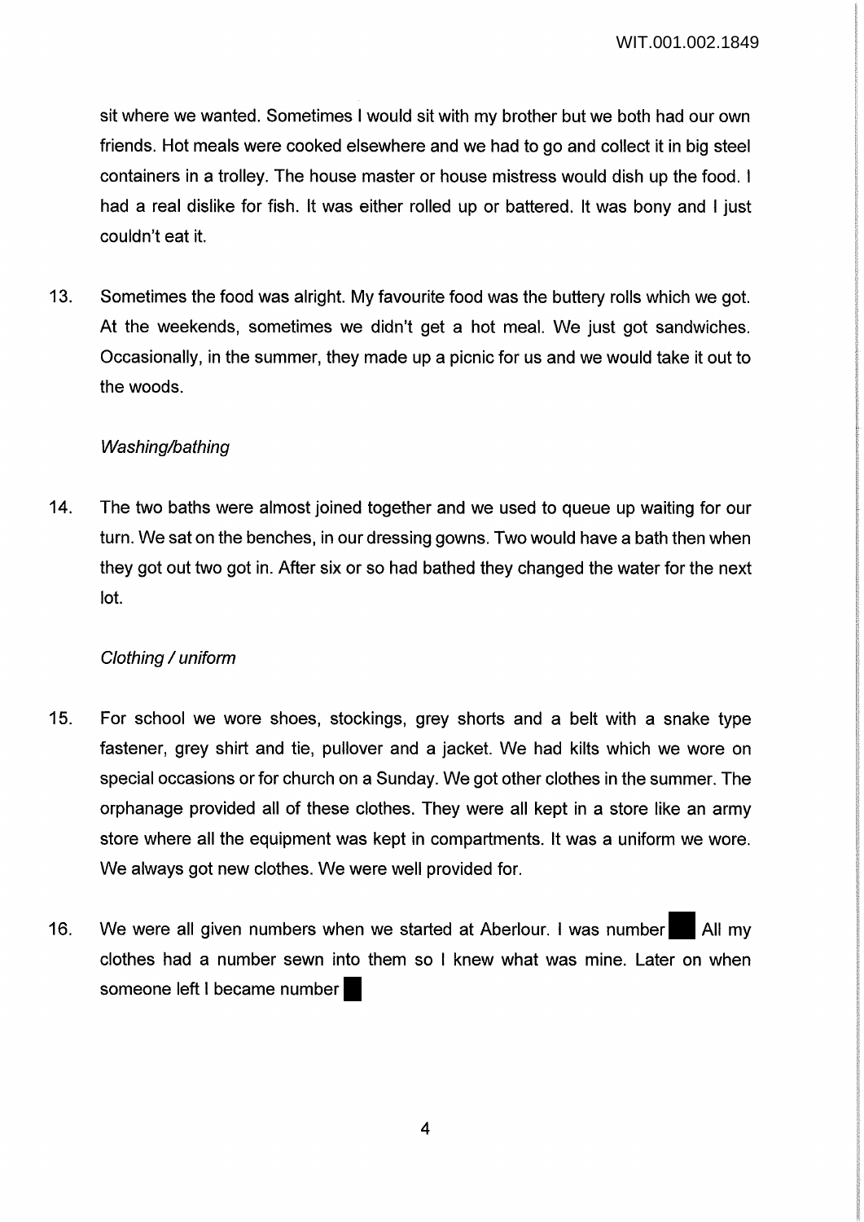sit where we wanted. Sometimes I would sit with my brother but we both had our own friends. Hot meals were cooked elsewhere and we had to go and collect it in big steel containers in a trolley. The house master or house mistress would dish up the food. I had a real dislike for fish. It was either rolled up or battered. It was bony and I just couldn't eat it.

13. Sometimes the food was alright. My favourite food was the buttery rolls which we got. At the weekends, sometimes we didn't get a hot meal. We just got sandwiches. Occasionally, in the summer, they made up a picnic for us and we would take it out to the woods.

*Washing/bathing*

14. The two baths were almost joined together and we used to queue up waiting for our turn. We sat on the benches, in our dressing gowns. Two would have a bath then when they got out two got in. After six or so had bathed they changed the water for the next lot.

*Clothing / uniform*

15. For school we wore shoes, stockings, grey shorts and a belt with a snake type fastener, grey shirt and tie, pullover and a jacket. We had kilts which we wore on special occasions or for church on a Sunday. We got other clothes in the summer. The orphanage provided all of these clothes. They were all kept in a store like an army store where all the equipment was kept in compartments. It was a uniform we wore. We always got new clothes. We were well provided for.

16. We were all given numbers when we started at Aberlour. I was number ■ All my clothes had a number sewn into them so I knew what was mine. Later on when someone left I became number ■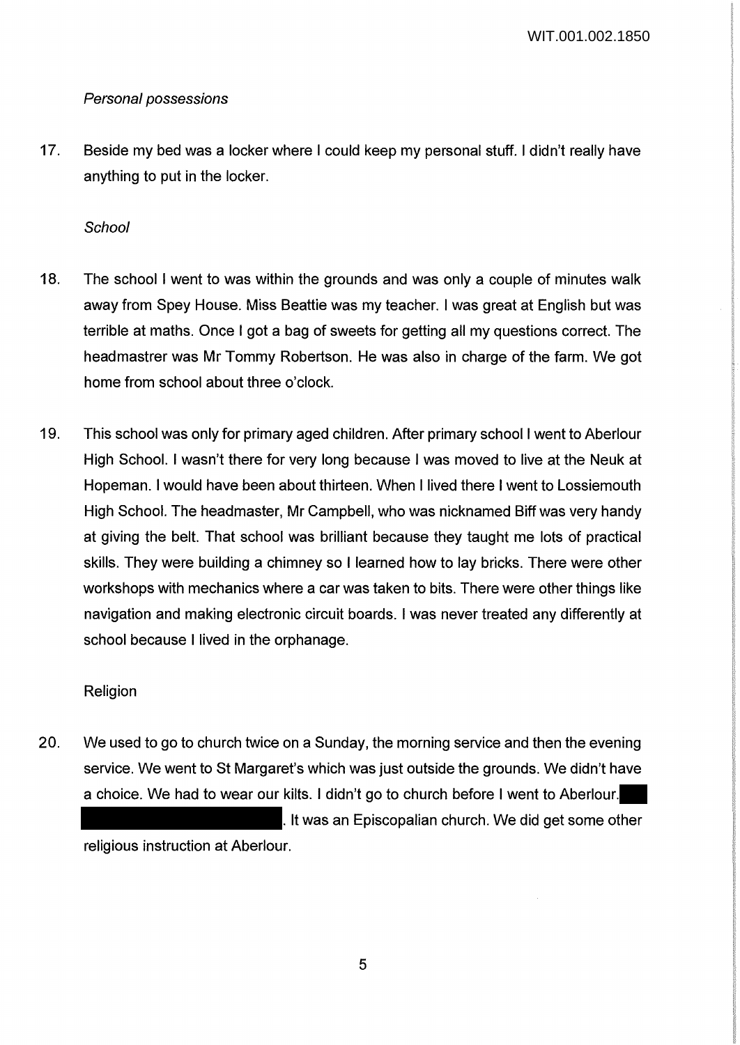*Personal possessions*

17. Beside my bed was a locker where I could keep my personal stuff. I didn't really have anything to put in the locker.

*School*

18. The school I went to was within the grounds and was only a couple of minutes walk away from Spey House. Miss Beattie was my teacher. I was great at English but was terrible at maths. Once I got a bag of sweets for getting all my questions correct. The headmastrer was Mr Tommy Robertson. He was also in charge of the farm. We got home from school about three o'clock.

19. This school was only for primary aged children. After primary school I went to Aberlour High School. I wasn't there for very long because I was moved to live at the Neuk at Hopeman. I would have been about thirteen. When I lived there I went to Lossiemouth High School. The headmaster, Mr Campbell, who was nicknamed Biff was very handy at giving the belt. That school was brilliant because they taught me lots of practical skills. They were building a chimney so I learned how to lay bricks. There were other workshops with mechanics where a car was taken to bits. There were other things like navigation and making electronic circuit boards. I was never treated any differently at school because I lived in the orphanage.

Religion

20. We used to go to church twice on a Sunday, the morning service and then the evening service. We went to St Margaret's which was just outside the grounds. We didn't have a choice. We had to wear our kilts. I didn't go to church before I went to Aberlour. ██████████████████. It was an Episcopalian church. We did get some other religious instruction at Aberlour.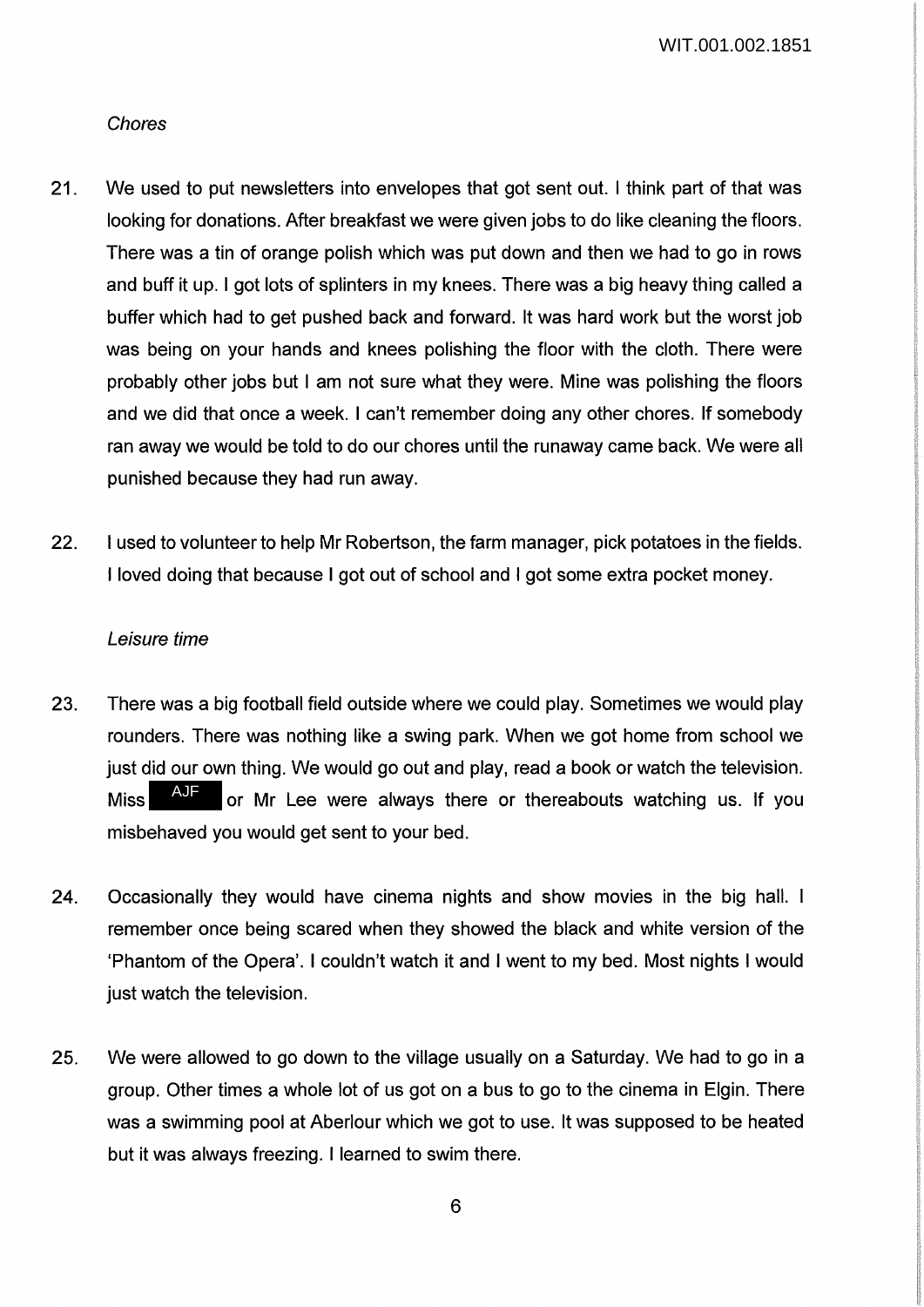*Chores*

21. We used to put newsletters into envelopes that got sent out. I think part of that was looking for donations. After breakfast we were given jobs to do like cleaning the floors. There was a tin of orange polish which was put down and then we had to go in rows and buff it up. I got lots of splinters in my knees. There was a big heavy thing called a buffer which had to get pushed back and forward. It was hard work but the worst job was being on your hands and knees polishing the floor with the cloth. There were probably other jobs but I am not sure what they were. Mine was polishing the floors and we did that once a week. I can't remember doing any other chores. If somebody ran away we would be told to do our chores until the runaway came back. We were all punished because they had run away.

22. I used to volunteer to help Mr Robertson, the farm manager, pick potatoes in the fields. I loved doing that because I got out of school and I got some extra pocket money.

*Leisure time*

23. There was a big football field outside where we could play. Sometimes we would play rounders. There was nothing like a swing park. When we got home from school we just did our own thing. We would go out and play, read a book or watch the television. Miss AJF or Mr Lee were always there or thereabouts watching us. If you misbehaved you would get sent to your bed.

24. Occasionally they would have cinema nights and show movies in the big hall. I remember once being scared when they showed the black and white version of the 'Phantom of the Opera'. I couldn't watch it and I went to my bed. Most nights I would just watch the television.

25. We were allowed to go down to the village usually on a Saturday. We had to go in a group. Other times a whole lot of us got on a bus to go to the cinema in Elgin. There was a swimming pool at Aberlour which we got to use. It was supposed to be heated but it was always freezing. I learned to swim there.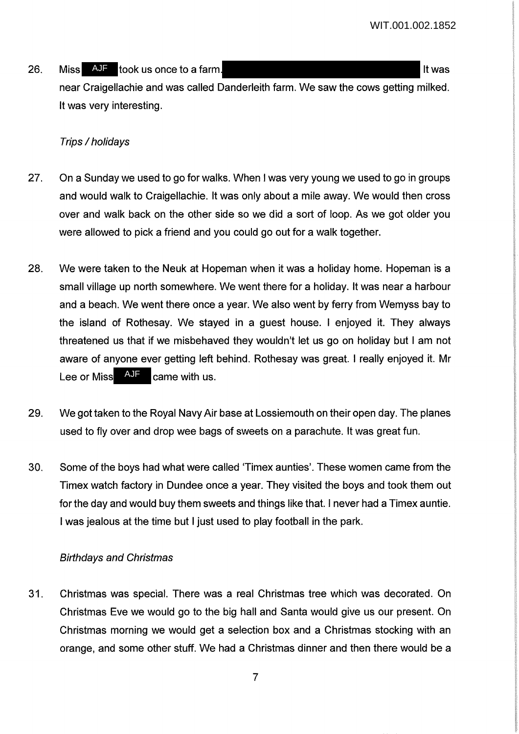26. Miss AJF took us once to a farm. It was near Craigellachie and was called Danderleith farm. We saw the cows getting milked. It was very interesting.

*Trips / holidays*

27. On a Sunday we used to go for walks. When I was very young we used to go in groups and would walk to Craigellachie. It was only about a mile away. We would then cross over and walk back on the other side so we did a sort of loop. As we got older you were allowed to pick a friend and you could go out for a walk together.

28. We were taken to the Neuk at Hopeman when it was a holiday home. Hopeman is a small village up north somewhere. We went there for a holiday. It was near a harbour and a beach. We went there once a year. We also went by ferry from Wemyss bay to the island of Rothesay. We stayed in a guest house. I enjoyed it. They always threatened us that if we misbehaved they wouldn't let us go on holiday but I am not aware of anyone ever getting left behind. Rothesay was great. I really enjoyed it. Mr Lee or Miss AJF came with us.

29. We got taken to the Royal Navy Air base at Lossiemouth on their open day. The planes used to fly over and drop wee bags of sweets on a parachute. It was great fun.

30. Some of the boys had what were called 'Timex aunties'. These women came from the Timex watch factory in Dundee once a year. They visited the boys and took them out for the day and would buy them sweets and things like that. I never had a Timex auntie. I was jealous at the time but I just used to play football in the park.

*Birthdays and Christmas*

31. Christmas was special. There was a real Christmas tree which was decorated. On Christmas Eve we would go to the big hall and Santa would give us our present. On Christmas morning we would get a selection box and a Christmas stocking with an orange, and some other stuff. We had a Christmas dinner and then there would be a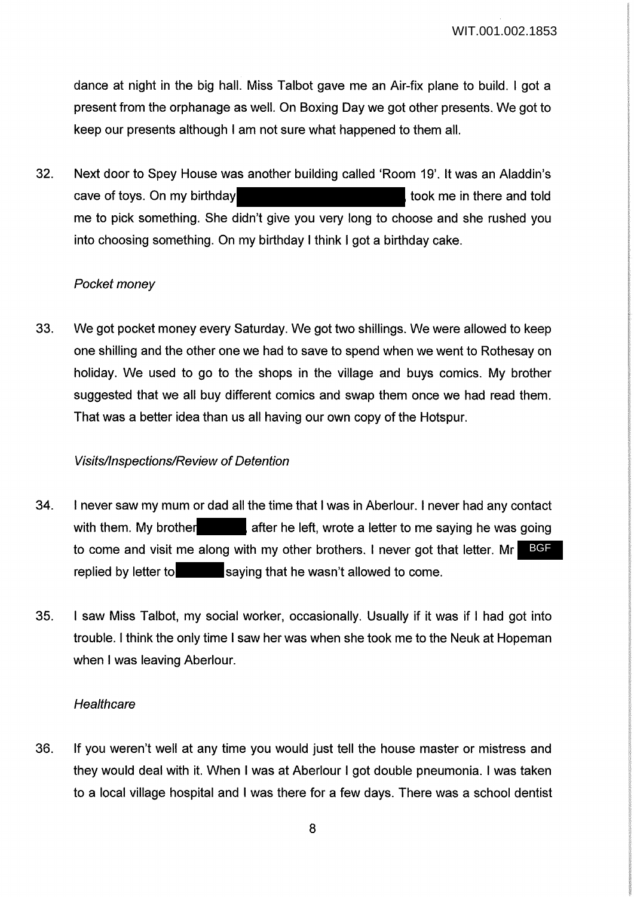dance at night in the big hall. Miss Talbot gave me an Air-fix plane to build. I got a present from the orphanage as well. On Boxing Day we got other presents. We got to keep our presents although I am not sure what happened to them all.

32. Next door to Spey House was another building called 'Room 19'. It was an Aladdin's cave of toys. On my birthday ██████████ took me in there and told me to pick something. She didn't give you very long to choose and she rushed you into choosing something. On my birthday I think I got a birthday cake.

*Pocket money*

33. We got pocket money every Saturday. We got two shillings. We were allowed to keep one shilling and the other one we had to save to spend when we went to Rothesay on holiday. We used to go to the shops in the village and buys comics. My brother suggested that we all buy different comics and swap them once we had read them. That was a better idea than us all having our own copy of the Hotspur.

*Visits/Inspections/Review of Detention*

34. I never saw my mum or dad all the time that I was in Aberlour. I never had any contact with them. My brother ██████ after he left, wrote a letter to me saying he was going to come and visit me along with my other brothers. I never got that letter. Mr BGF replied by letter to ██████ saying that he wasn't allowed to come.

35. I saw Miss Talbot, my social worker, occasionally. Usually if it was if I had got into trouble. I think the only time I saw her was when she took me to the Neuk at Hopeman when I was leaving Aberlour.

*Healthcare*

36. If you weren't well at any time you would just tell the house master or mistress and they would deal with it. When I was at Aberlour I got double pneumonia. I was taken to a local village hospital and I was there for a few days. There was a school dentist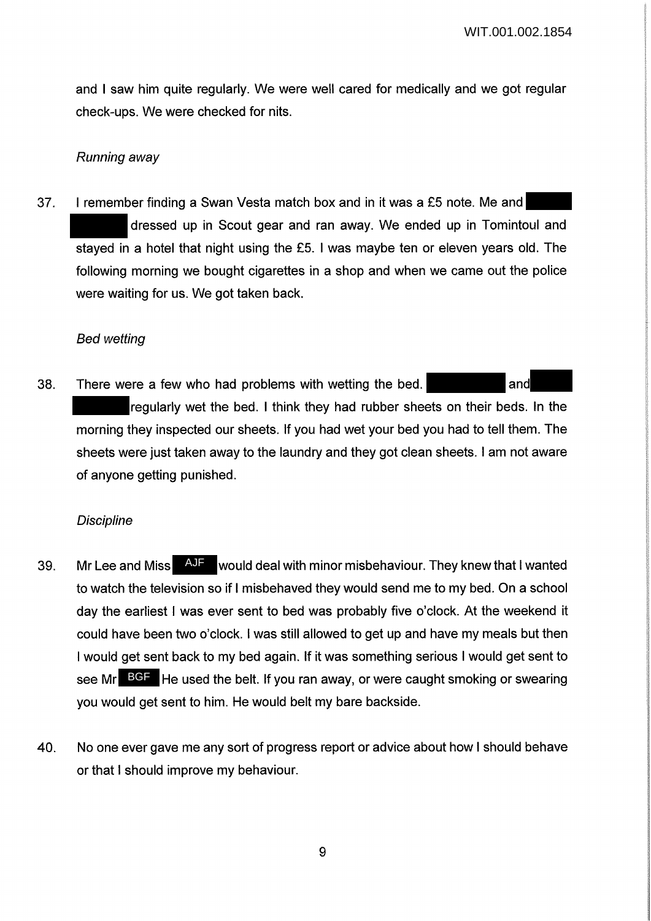and I saw him quite regularly. We were well cared for medically and we got regular check-ups. We were checked for nits.

*Running away*

37. I remember finding a Swan Vesta match box and in it was a £5 note. Me and [redacted] dressed up in Scout gear and ran away. We ended up in Tomintoul and stayed in a hotel that night using the £5. I was maybe ten or eleven years old. The following morning we bought cigarettes in a shop and when we came out the police were waiting for us. We got taken back.

*Bed wetting*

38. There were a few who had problems with wetting the bed. [redacted] and [redacted] regularly wet the bed. I think they had rubber sheets on their beds. In the morning they inspected our sheets. If you had wet your bed you had to tell them. The sheets were just taken away to the laundry and they got clean sheets. I am not aware of anyone getting punished.

*Discipline*

39. Mr Lee and Miss AJF would deal with minor misbehaviour. They knew that I wanted to watch the television so if I misbehaved they would send me to my bed. On a school day the earliest I was ever sent to bed was probably five o'clock. At the weekend it could have been two o'clock. I was still allowed to get up and have my meals but then I would get sent back to my bed again. If it was something serious I would get sent to see Mr BGF He used the belt. If you ran away, or were caught smoking or swearing you would get sent to him. He would belt my bare backside.

40. No one ever gave me any sort of progress report or advice about how I should behave or that I should improve my behaviour.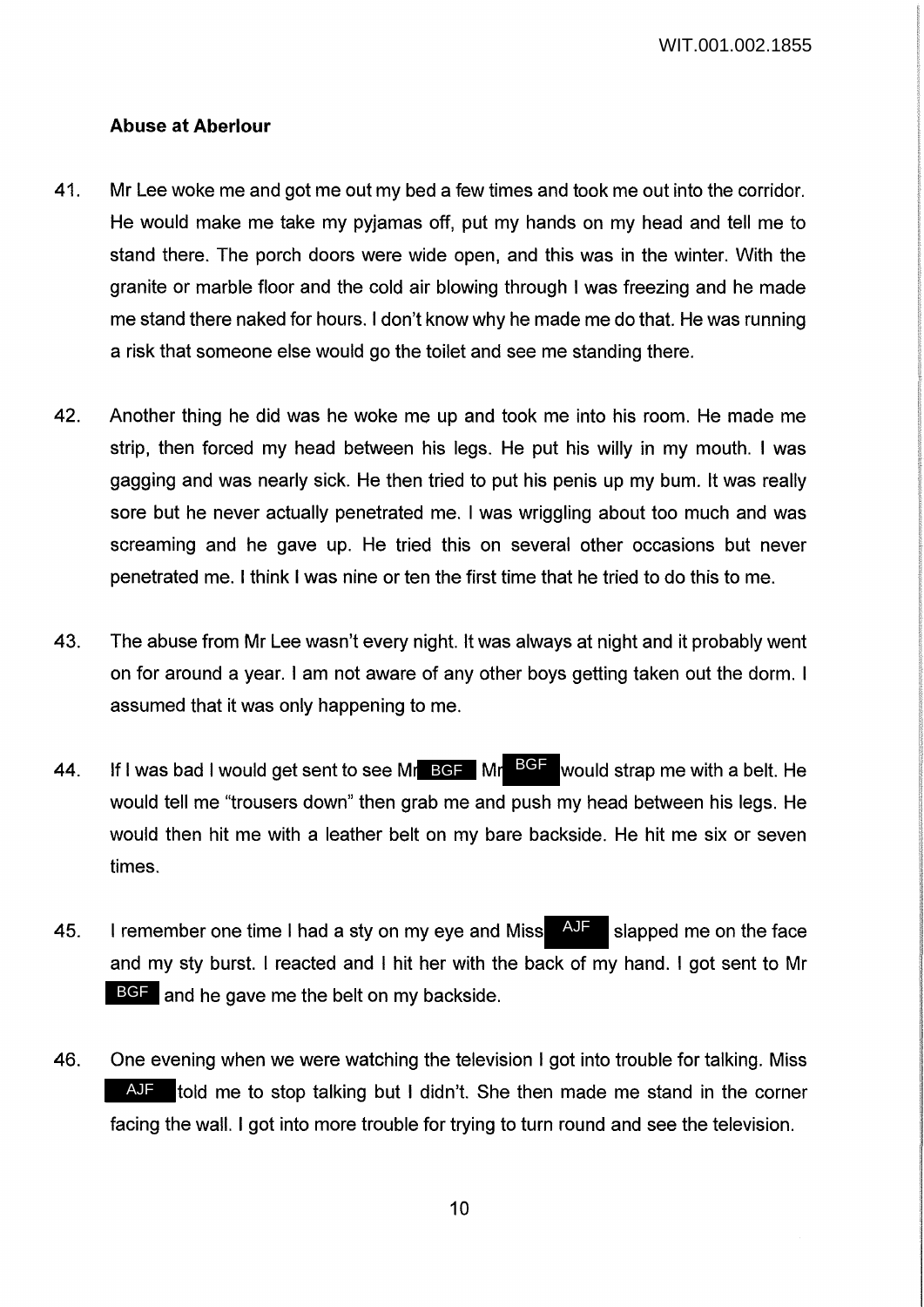**Abuse at Aberlour**

41. Mr Lee woke me and got me out my bed a few times and took me out into the corridor. He would make me take my pyjamas off, put my hands on my head and tell me to stand there. The porch doors were wide open, and this was in the winter. With the granite or marble floor and the cold air blowing through I was freezing and he made me stand there naked for hours. I don't know why he made me do that. He was running a risk that someone else would go the toilet and see me standing there.

42. Another thing he did was he woke me up and took me into his room. He made me strip, then forced my head between his legs. He put his willy in my mouth. I was gagging and was nearly sick. He then tried to put his penis up my bum. It was really sore but he never actually penetrated me. I was wriggling about too much and was screaming and he gave up. He tried this on several other occasions but never penetrated me. I think I was nine or ten the first time that he tried to do this to me.

43. The abuse from Mr Lee wasn't every night. It was always at night and it probably went on for around a year. I am not aware of any other boys getting taken out the dorm. I assumed that it was only happening to me.

44. If I was bad I would get sent to see Mr BGF Mr BGF would strap me with a belt. He would tell me "trousers down" then grab me and push my head between his legs. He would then hit me with a leather belt on my bare backside. He hit me six or seven times.

45. I remember one time I had a sty on my eye and Miss AJF slapped me on the face and my sty burst. I reacted and I hit her with the back of my hand. I got sent to Mr BGF and he gave me the belt on my backside.

46. One evening when we were watching the television I got into trouble for talking. Miss AJF told me to stop talking but I didn't. She then made me stand in the corner facing the wall. I got into more trouble for trying to turn round and see the television.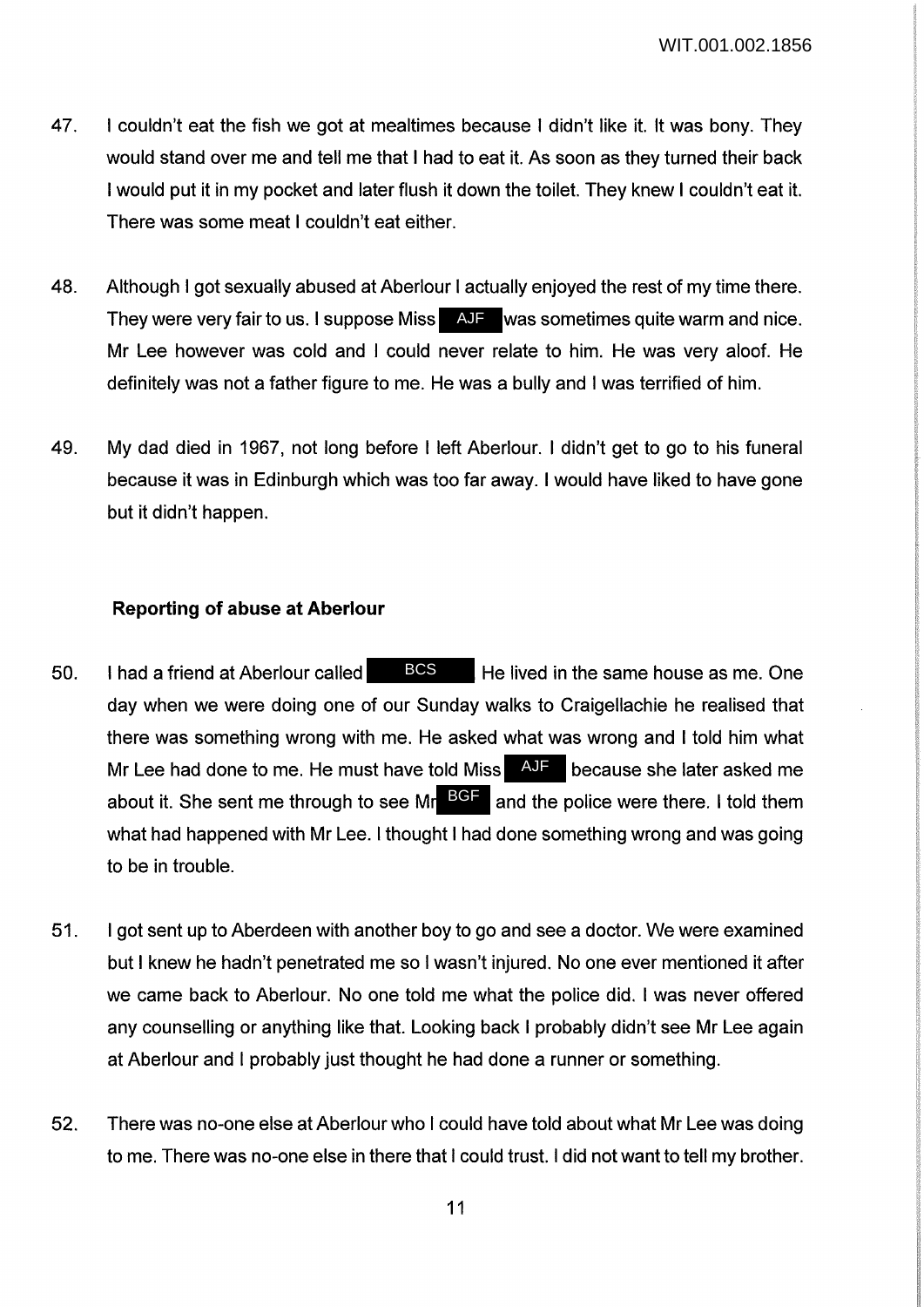47. I couldn't eat the fish we got at mealtimes because I didn't like it. It was bony. They would stand over me and tell me that I had to eat it. As soon as they turned their back I would put it in my pocket and later flush it down the toilet. They knew I couldn't eat it. There was some meat I couldn't eat either.

48. Although I got sexually abused at Aberlour I actually enjoyed the rest of my time there. They were very fair to us. I suppose Miss AJF was sometimes quite warm and nice. Mr Lee however was cold and I could never relate to him. He was very aloof. He definitely was not a father figure to me. He was a bully and I was terrified of him.

49. My dad died in 1967, not long before I left Aberlour. I didn't get to go to his funeral because it was in Edinburgh which was too far away. I would have liked to have gone but it didn't happen.

### Reporting of abuse at Aberlour

50. I had a friend at Aberlour called BCS He lived in the same house as me. One day when we were doing one of our Sunday walks to Craigellachie he realised that there was something wrong with me. He asked what was wrong and I told him what Mr Lee had done to me. He must have told Miss AJF because she later asked me about it. She sent me through to see Mr BGF and the police were there. I told them what had happened with Mr Lee. I thought I had done something wrong and was going to be in trouble.

51. I got sent up to Aberdeen with another boy to go and see a doctor. We were examined but I knew he hadn't penetrated me so I wasn't injured. No one ever mentioned it after we came back to Aberlour. No one told me what the police did. I was never offered any counselling or anything like that. Looking back I probably didn't see Mr Lee again at Aberlour and I probably just thought he had done a runner or something.

52. There was no-one else at Aberlour who I could have told about what Mr Lee was doing to me. There was no-one else in there that I could trust. I did not want to tell my brother.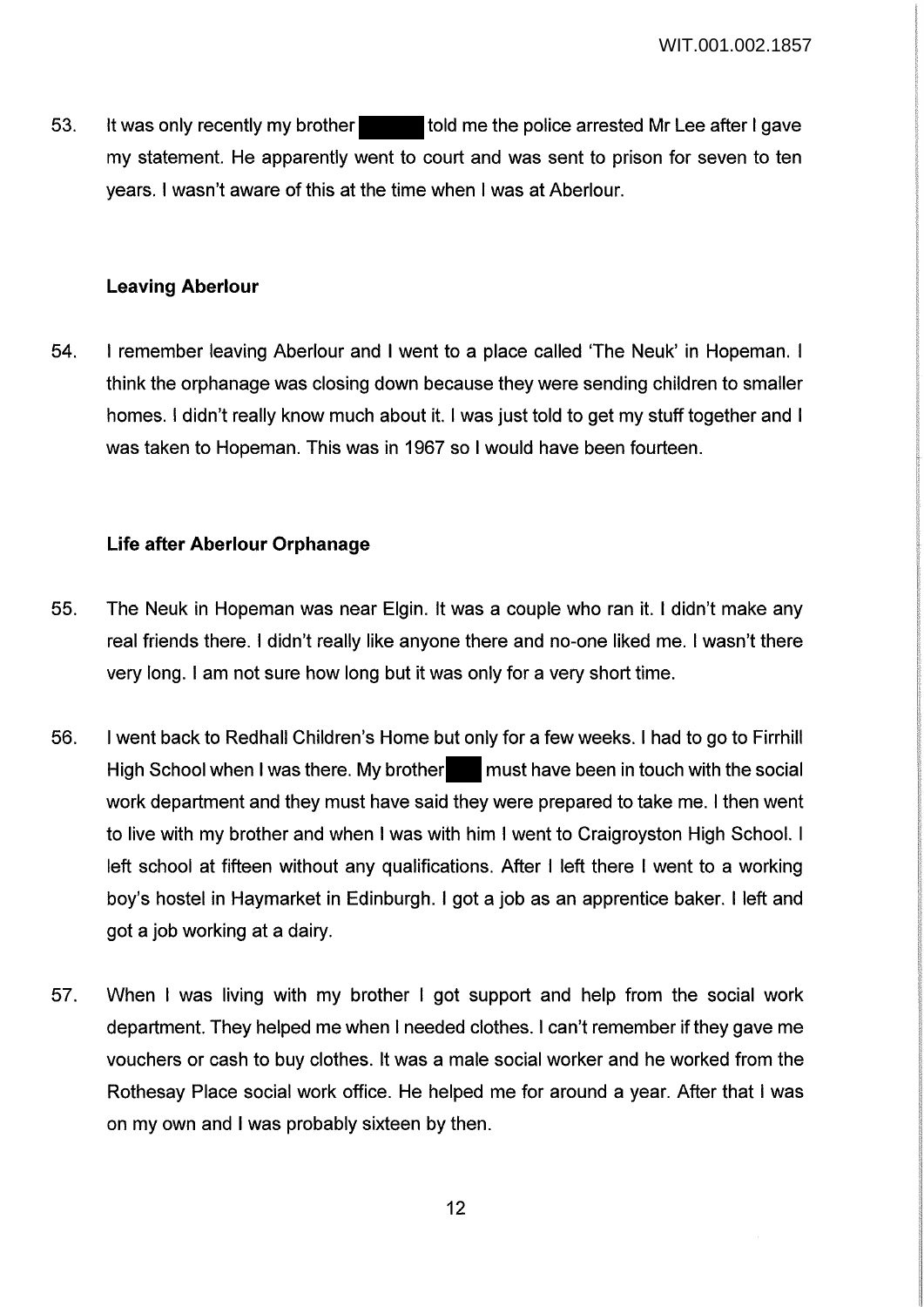53. It was only recently my brother ██████ told me the police arrested Mr Lee after I gave my statement. He apparently went to court and was sent to prison for seven to ten years. I wasn't aware of this at the time when I was at Aberlour.

### Leaving Aberlour

54. I remember leaving Aberlour and I went to a place called 'The Neuk' in Hopeman. I think the orphanage was closing down because they were sending children to smaller homes. I didn't really know much about it. I was just told to get my stuff together and I was taken to Hopeman. This was in 1967 so I would have been fourteen.

### Life after Aberlour Orphanage

55. The Neuk in Hopeman was near Elgin. It was a couple who ran it. I didn't make any real friends there. I didn't really like anyone there and no-one liked me. I wasn't there very long. I am not sure how long but it was only for a very short time.

56. I went back to Redhall Children's Home but only for a few weeks. I had to go to Firrhill High School when I was there. My brother ███ must have been in touch with the social work department and they must have said they were prepared to take me. I then went to live with my brother and when I was with him I went to Craigroyston High School. I left school at fifteen without any qualifications. After I left there I went to a working boy's hostel in Haymarket in Edinburgh. I got a job as an apprentice baker. I left and got a job working at a dairy.

57. When I was living with my brother I got support and help from the social work department. They helped me when I needed clothes. I can't remember if they gave me vouchers or cash to buy clothes. It was a male social worker and he worked from the Rothesay Place social work office. He helped me for around a year. After that I was on my own and I was probably sixteen by then.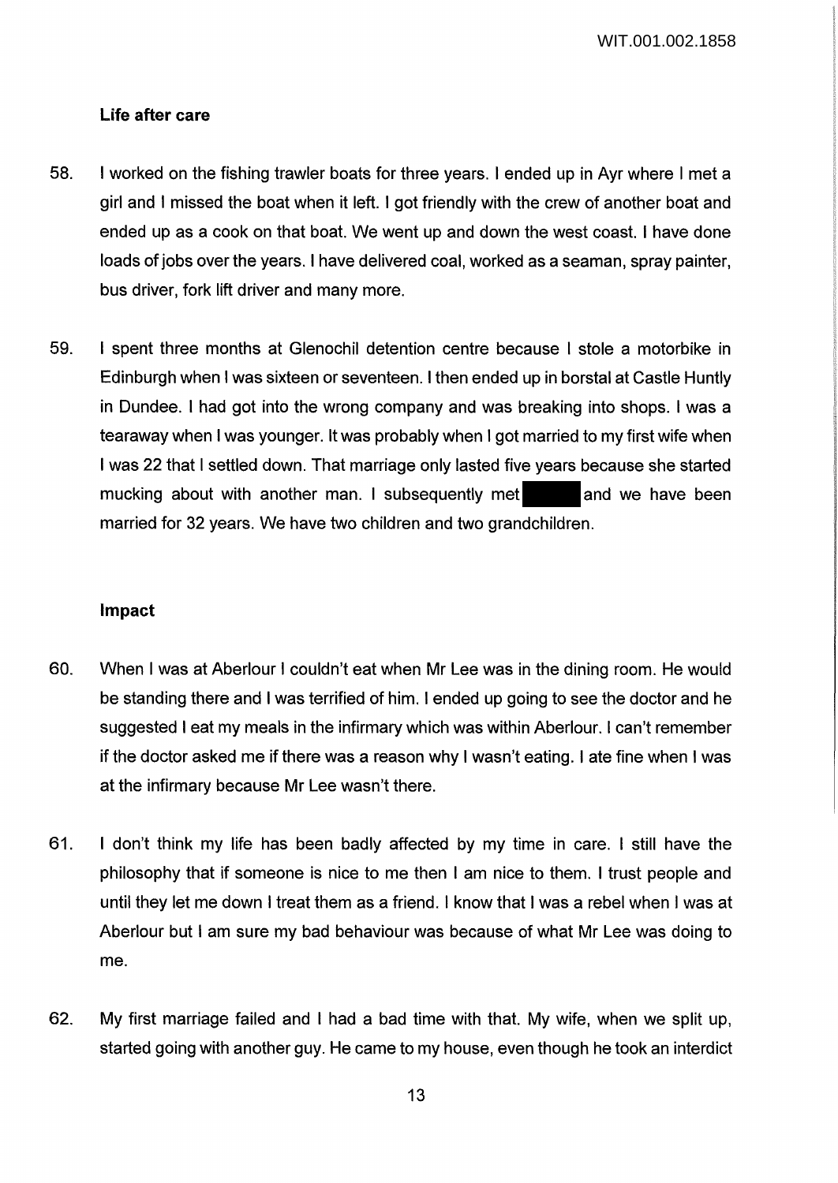## Life after care

58. I worked on the fishing trawler boats for three years. I ended up in Ayr where I met a girl and I missed the boat when it left. I got friendly with the crew of another boat and ended up as a cook on that boat. We went up and down the west coast. I have done loads of jobs over the years. I have delivered coal, worked as a seaman, spray painter, bus driver, fork lift driver and many more.

59. I spent three months at Glenochil detention centre because I stole a motorbike in Edinburgh when I was sixteen or seventeen. I then ended up in borstal at Castle Huntly in Dundee. I had got into the wrong company and was breaking into shops. I was a tearaway when I was younger. It was probably when I got married to my first wife when I was 22 that I settled down. That marriage only lasted five years because she started mucking about with another man. I subsequently met ████ and we have been married for 32 years. We have two children and two grandchildren.

## Impact

60. When I was at Aberlour I couldn't eat when Mr Lee was in the dining room. He would be standing there and I was terrified of him. I ended up going to see the doctor and he suggested I eat my meals in the infirmary which was within Aberlour. I can't remember if the doctor asked me if there was a reason why I wasn't eating. I ate fine when I was at the infirmary because Mr Lee wasn't there.

61. I don't think my life has been badly affected by my time in care. I still have the philosophy that if someone is nice to me then I am nice to them. I trust people and until they let me down I treat them as a friend. I know that I was a rebel when I was at Aberlour but I am sure my bad behaviour was because of what Mr Lee was doing to me.

62. My first marriage failed and I had a bad time with that. My wife, when we split up, started going with another guy. He came to my house, even though he took an interdict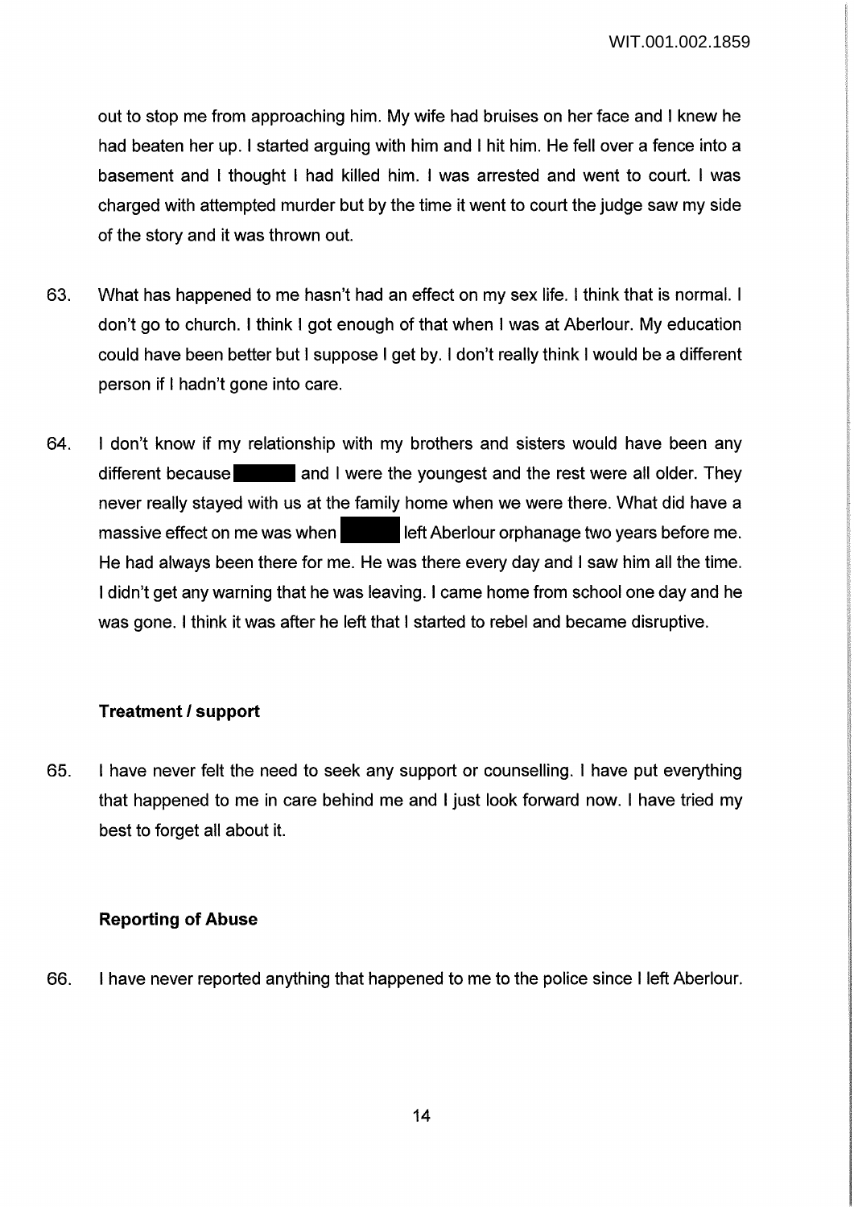out to stop me from approaching him. My wife had bruises on her face and I knew he had beaten her up. I started arguing with him and I hit him. He fell over a fence into a basement and I thought I had killed him. I was arrested and went to court. I was charged with attempted murder but by the time it went to court the judge saw my side of the story and it was thrown out.

63. What has happened to me hasn't had an effect on my sex life. I think that is normal. I don't go to church. I think I got enough of that when I was at Aberlour. My education could have been better but I suppose I get by. I don't really think I would be a different person if I hadn't gone into care.

64. I don't know if my relationship with my brothers and sisters would have been any different because ██████ and I were the youngest and the rest were all older. They never really stayed with us at the family home when we were there. What did have a massive effect on me was when ██████ left Aberlour orphanage two years before me. He had always been there for me. He was there every day and I saw him all the time. I didn't get any warning that he was leaving. I came home from school one day and he was gone. I think it was after he left that I started to rebel and became disruptive.

**Treatment / support**

65. I have never felt the need to seek any support or counselling. I have put everything that happened to me in care behind me and I just look forward now. I have tried my best to forget all about it.

**Reporting of Abuse**

66. I have never reported anything that happened to me to the police since I left Aberlour.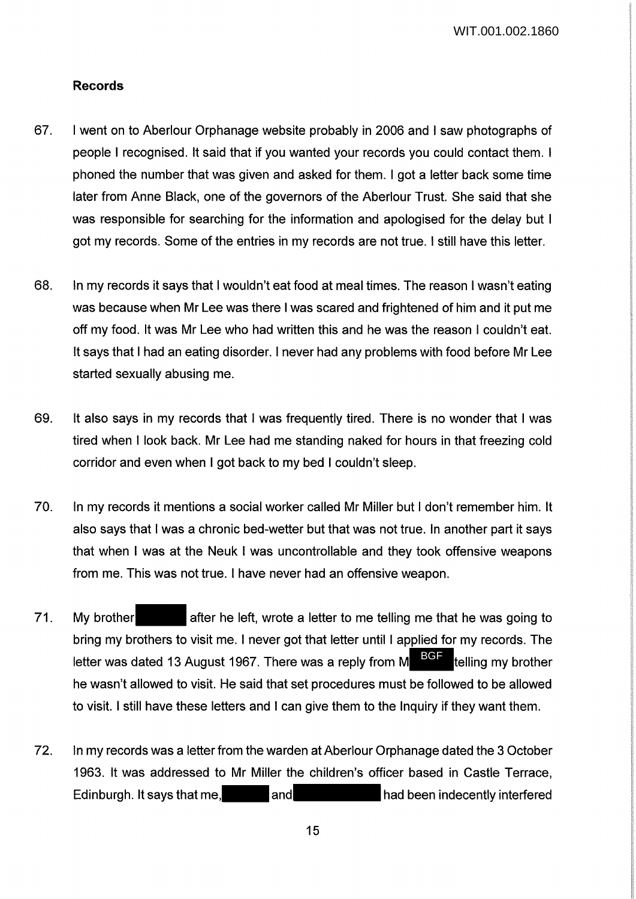### Records

67. I went on to Aberlour Orphanage website probably in 2006 and I saw photographs of people I recognised. It said that if you wanted your records you could contact them. I phoned the number that was given and asked for them. I got a letter back some time later from Anne Black, one of the governors of the Aberlour Trust. She said that she was responsible for searching for the information and apologised for the delay but I got my records. Some of the entries in my records are not true. I still have this letter.

68. In my records it says that I wouldn't eat food at meal times. The reason I wasn't eating was because when Mr Lee was there I was scared and frightened of him and it put me off my food. It was Mr Lee who had written this and he was the reason I couldn't eat. It says that I had an eating disorder. I never had any problems with food before Mr Lee started sexually abusing me.

69. It also says in my records that I was frequently tired. There is no wonder that I was tired when I look back. Mr Lee had me standing naked for hours in that freezing cold corridor and even when I got back to my bed I couldn't sleep.

70. In my records it mentions a social worker called Mr Miller but I don't remember him. It also says that I was a chronic bed-wetter but that was not true. In another part it says that when I was at the Neuk I was uncontrollable and they took offensive weapons from me. This was not true. I have never had an offensive weapon.

71. My brother [redacted] after he left, wrote a letter to me telling me that he was going to bring my brothers to visit me. I never got that letter until I applied for my records. The letter was dated 13 August 1967. There was a reply from M[BGF] telling my brother he wasn't allowed to visit. He said that set procedures must be followed to be allowed to visit. I still have these letters and I can give them to the Inquiry if they want them.

72. In my records was a letter from the warden at Aberlour Orphanage dated the 3 October 1963. It was addressed to Mr Miller the children's officer based in Castle Terrace, Edinburgh. It says that me, [redacted] and [redacted] had been indecently interfered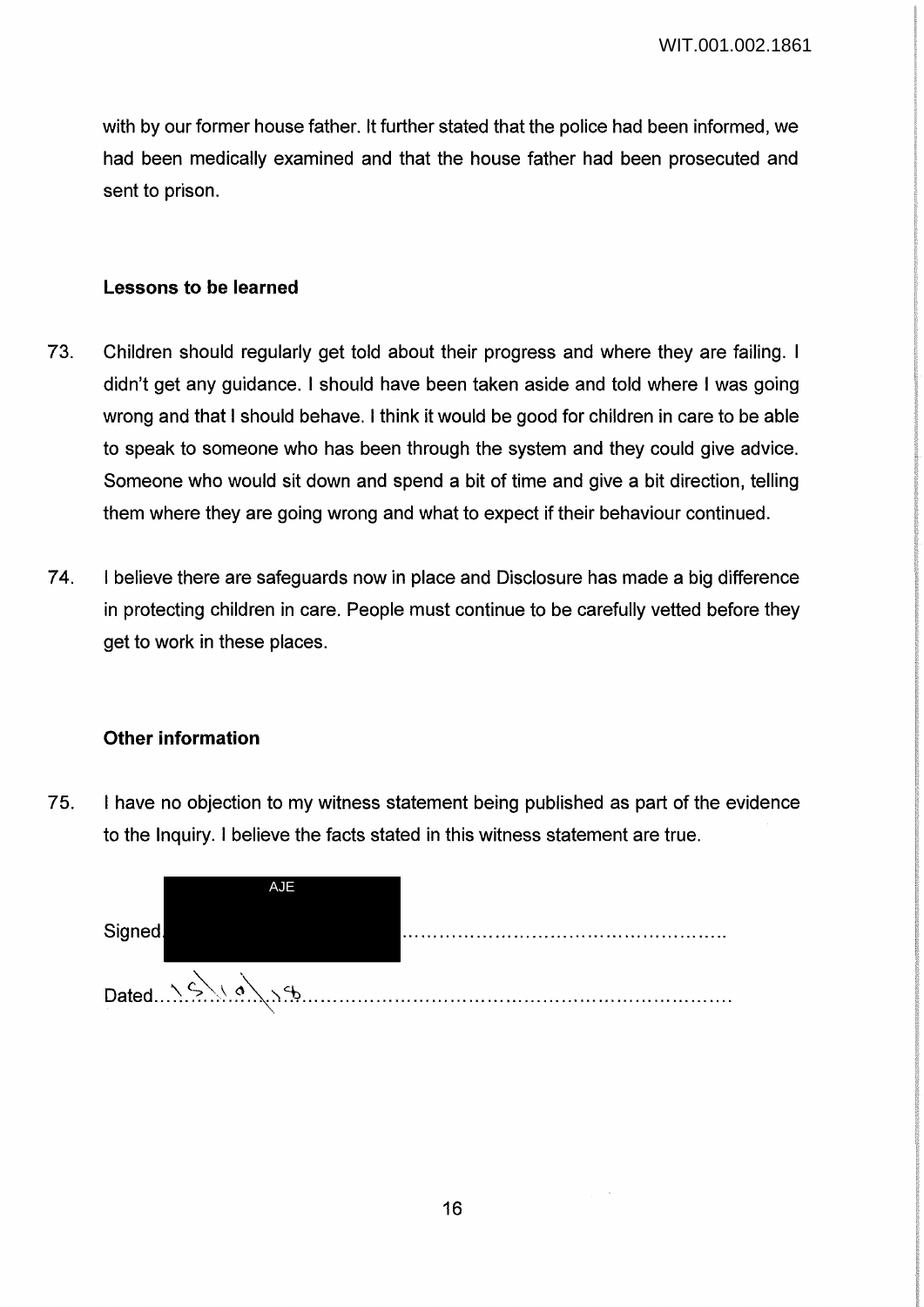with by our former house father. It further stated that the police had been informed, we had been medically examined and that the house father had been prosecuted and sent to prison.

### Lessons to be learned

73. Children should regularly get told about their progress and where they are failing. I didn't get any guidance. I should have been taken aside and told where I was going wrong and that I should behave. I think it would be good for children in care to be able to speak to someone who has been through the system and they could give advice. Someone who would sit down and spend a bit of time and give a bit direction, telling them where they are going wrong and what to expect if their behaviour continued.

74. I believe there are safeguards now in place and Disclosure has made a big difference in protecting children in care. People must continue to be carefully vetted before they get to work in these places.

### Other information

75. I have no objection to my witness statement being published as part of the evidence to the Inquiry. I believe the facts stated in this witness statement are true.

Signed AJE ....................................................

Dated 15\10\18 ....................................................